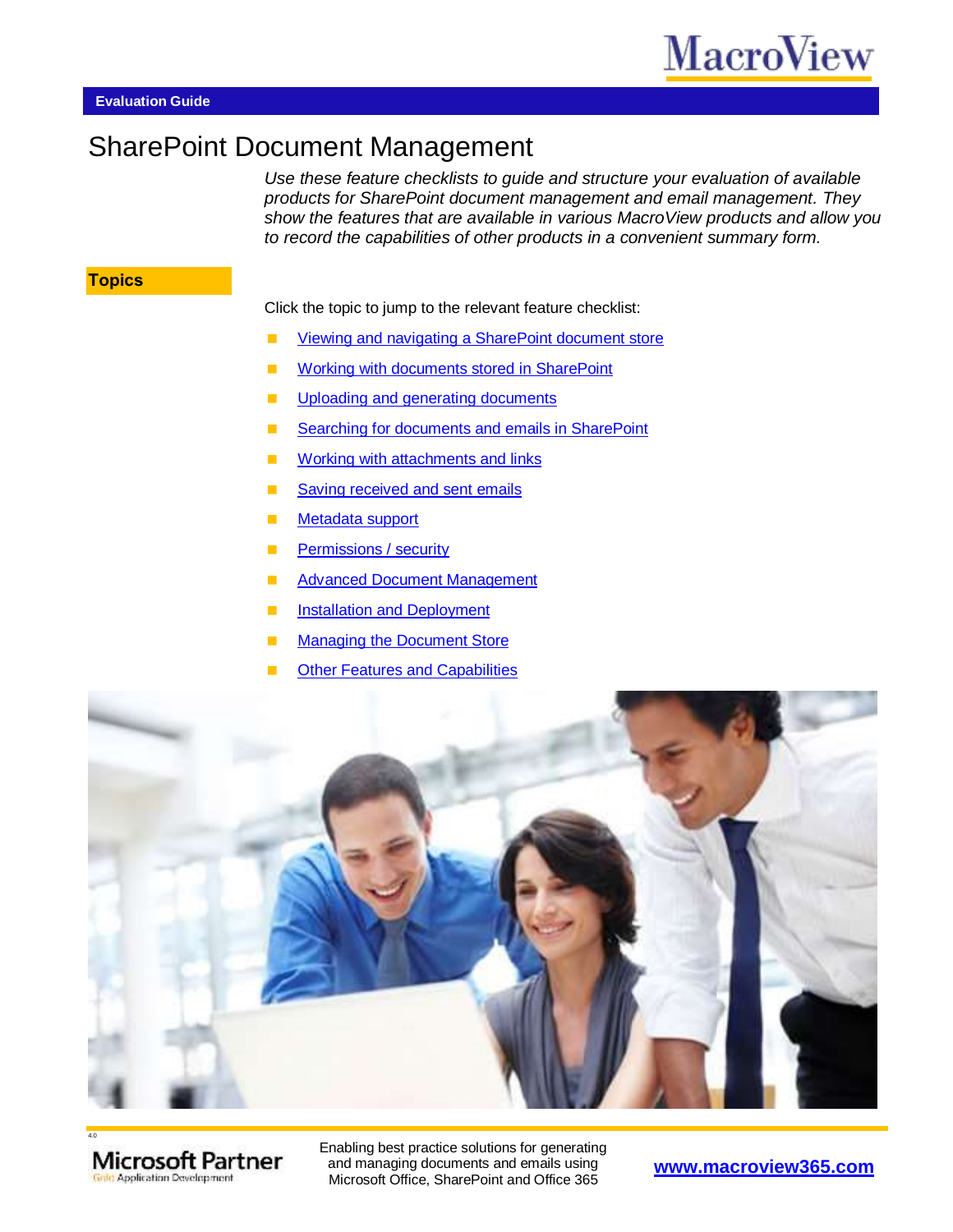MacroView

**Evaluation Guide**

# SharePoint Document Management

*Use these feature checklists to guide and structure your evaluation of available products for SharePoint document management and email management. They show the features that are available in various MacroView products and allow you to record the capabilities of other products in a convenient summary form.*

## Topics

Click the topic to jump to the relevant feature checklist:

- Viewing and navigating a SharePoint document store
- Working with documents stored in SharePoint
- Uploading and generating documents
- Searching for documents and emails in SharePoint
- Working with attachments and links
- Saving received and sent emails
- Metadata support
- Permissions / security
- Advanced Document Management
- Installation and Deployment
- Managing the Document Store
- Other Features and Capabilities

Microsoft Partner
Gold Application Development

Enabling best practice solutions for generating and managing documents and emails using Microsoft Office, SharePoint and Office 365

**www.macroview365.com**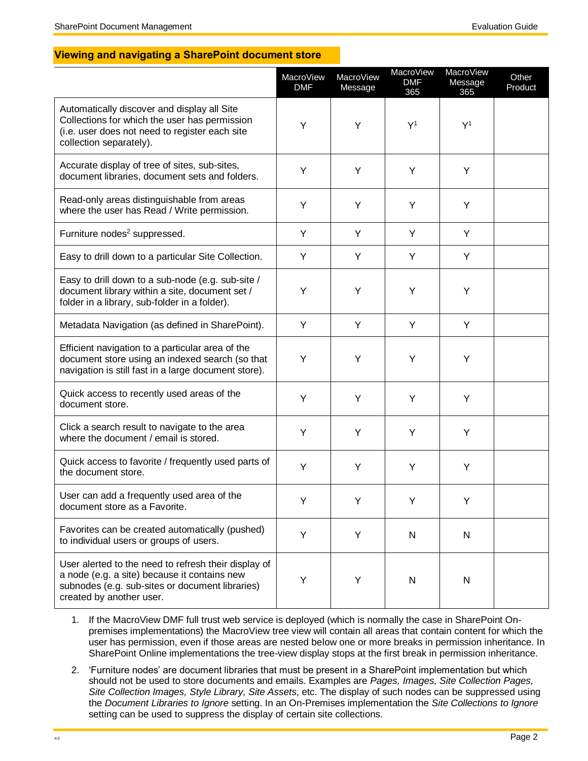## Viewing and navigating a SharePoint document store

| | MacroView DMF | MacroView Message | MacroView DMF 365 | MacroView Message 365 | Other Product |
|---|---|---|---|---|---|
| Automatically discover and display all Site Collections for which the user has permission (i.e. user does not need to register each site collection separately). | Y | Y | Y[1] | Y[1] | |
| Accurate display of tree of sites, sub-sites, document libraries, document sets and folders. | Y | Y | Y | Y | |
| Read-only areas distinguishable from areas where the user has Read / Write permission. | Y | Y | Y | Y | |
| Furniture nodes[2] suppressed. | Y | Y | Y | Y | |
| Easy to drill down to a particular Site Collection. | Y | Y | Y | Y | |
| Easy to drill down to a sub-node (e.g. sub-site / document library within a site, document set / folder in a library, sub-folder in a folder). | Y | Y | Y | Y | |
| Metadata Navigation (as defined in SharePoint). | Y | Y | Y | Y | |
| Efficient navigation to a particular area of the document store using an indexed search (so that navigation is still fast in a large document store). | Y | Y | Y | Y | |
| Quick access to recently used areas of the document store. | Y | Y | Y | Y | |
| Click a search result to navigate to the area where the document / email is stored. | Y | Y | Y | Y | |
| Quick access to favorite / frequently used parts of the document store. | Y | Y | Y | Y | |
| User can add a frequently used area of the document store as a Favorite. | Y | Y | Y | Y | |
| Favorites can be created automatically (pushed) to individual users or groups of users. | Y | Y | N | N | |
| User alerted to the need to refresh their display of a node (e.g. a site) because it contains new subnodes (e.g. sub-sites or document libraries) created by another user. | Y | Y | N | N | |

1. If the MacroView DMF full trust web service is deployed (which is normally the case in SharePoint On-premises implementations) the MacroView tree view will contain all areas that contain content for which the user has permission, even if those areas are nested below one or more breaks in permission inheritance. In SharePoint Online implementations the tree-view display stops at the first break in permission inheritance.
2. 'Furniture nodes' are document libraries that must be present in a SharePoint implementation but which should not be used to store documents and emails. Examples are *Pages, Images, Site Collection Pages, Site Collection Images, Style Library, Site Assets*, etc. The display of such nodes can be suppressed using the *Document Libraries to Ignore* setting. In an On-Premises implementation the *Site Collections to Ignore* setting can be used to suppress the display of certain site collections.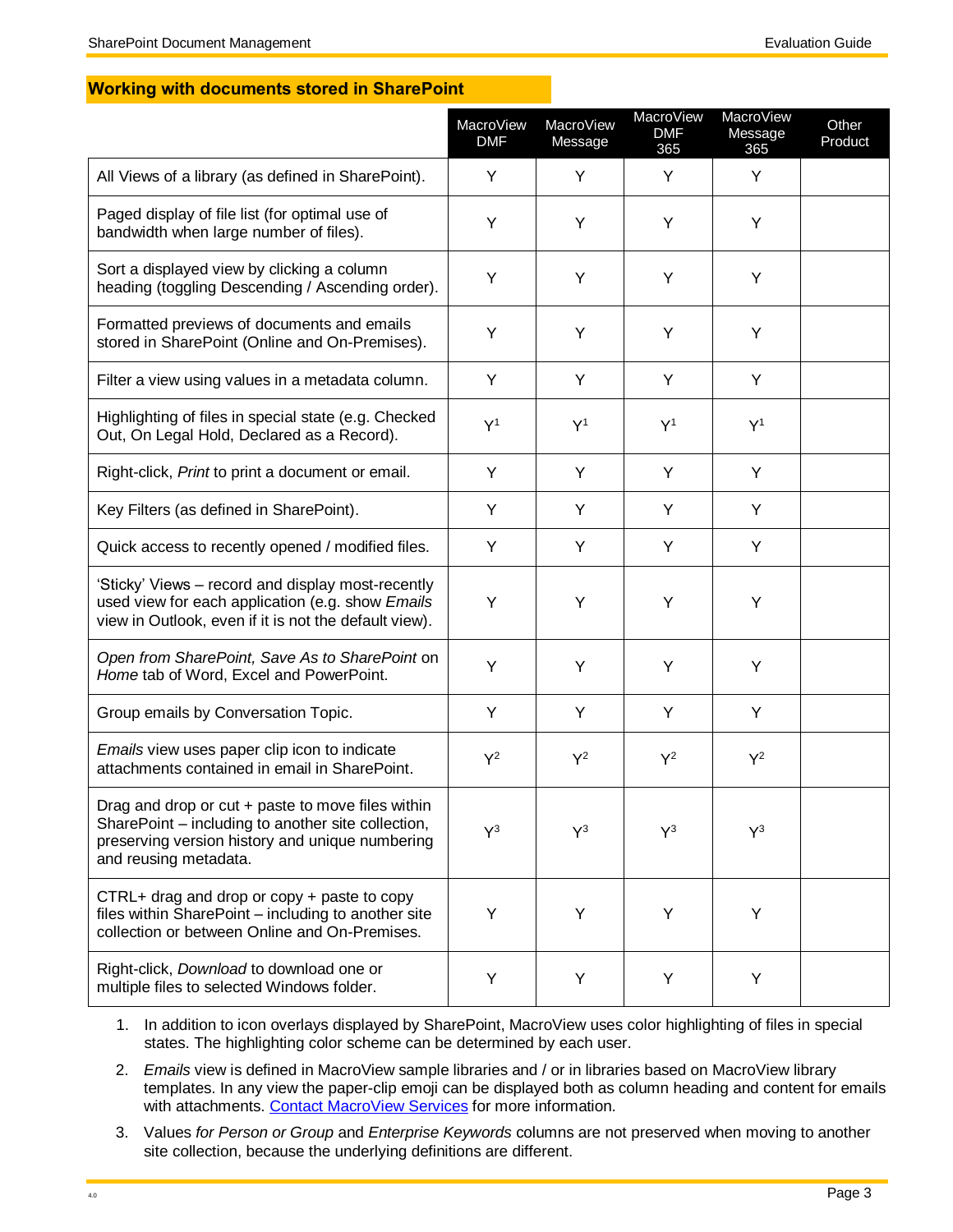## Working with documents stored in SharePoint

| | MacroView DMF | MacroView Message | MacroView DMF 365 | MacroView Message 365 | Other Product |
|---|---|---|---|---|---|
| All Views of a library (as defined in SharePoint). | Y | Y | Y | Y | |
| Paged display of file list (for optimal use of bandwidth when large number of files). | Y | Y | Y | Y | |
| Sort a displayed view by clicking a column heading (toggling Descending / Ascending order). | Y | Y | Y | Y | |
| Formatted previews of documents and emails stored in SharePoint (Online and On-Premises). | Y | Y | Y | Y | |
| Filter a view using values in a metadata column. | Y | Y | Y | Y | |
| Highlighting of files in special state (e.g. Checked Out, On Legal Hold, Declared as a Record). | Y[1] | Y[1] | Y[1] | Y[1] | |
| Right-click, *Print* to print a document or email. | Y | Y | Y | Y | |
| Key Filters (as defined in SharePoint). | Y | Y | Y | Y | |
| Quick access to recently opened / modified files. | Y | Y | Y | Y | |
| 'Sticky' Views – record and display most-recently used view for each application (e.g. show *Emails* view in Outlook, even if it is not the default view). | Y | Y | Y | Y | |
| *Open from SharePoint, Save As to SharePoint* on *Home* tab of Word, Excel and PowerPoint. | Y | Y | Y | Y | |
| Group emails by Conversation Topic. | Y | Y | Y | Y | |
| *Emails* view uses paper clip icon to indicate attachments contained in email in SharePoint. | Y[2] | Y[2] | Y[2] | Y[2] | |
| Drag and drop or cut + paste to move files within SharePoint – including to another site collection, preserving version history and unique numbering and reusing metadata. | Y[3] | Y[3] | Y[3] | Y[3] | |
| CTRL+ drag and drop or copy + paste to copy files within SharePoint – including to another site collection or between Online and On-Premises. | Y | Y | Y | Y | |
| Right-click, *Download* to download one or multiple files to selected Windows folder. | Y | Y | Y | Y | |

1. In addition to icon overlays displayed by SharePoint, MacroView uses color highlighting of files in special states. The highlighting color scheme can be determined by each user.
2. *Emails* view is defined in MacroView sample libraries and / or in libraries based on MacroView library templates. In any view the paper-clip emoji can be displayed both as column heading and content for emails with attachments. [Contact MacroView Services] for more information.
3. Values *for Person or Group* and *Enterprise Keywords* columns are not preserved when moving to another site collection, because the underlying definitions are different.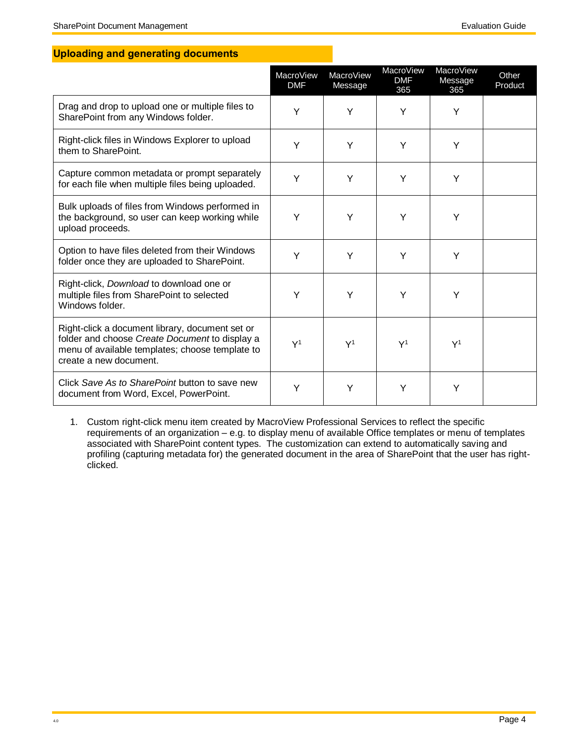## Uploading and generating documents

| | MacroView DMF | MacroView Message | MacroView DMF 365 | MacroView Message 365 | Other Product |
|---|---|---|---|---|---|
| Drag and drop to upload one or multiple files to SharePoint from any Windows folder. | Y | Y | Y | Y | |
| Right-click files in Windows Explorer to upload them to SharePoint. | Y | Y | Y | Y | |
| Capture common metadata or prompt separately for each file when multiple files being uploaded. | Y | Y | Y | Y | |
| Bulk uploads of files from Windows performed in the background, so user can keep working while upload proceeds. | Y | Y | Y | Y | |
| Option to have files deleted from their Windows folder once they are uploaded to SharePoint. | Y | Y | Y | Y | |
| Right-click, *Download* to download one or multiple files from SharePoint to selected Windows folder. | Y | Y | Y | Y | |
| Right-click a document library, document set or folder and choose *Create Document* to display a menu of available templates; choose template to create a new document. | Y[1] | Y[1] | Y[1] | Y[1] | |
| Click *Save As to SharePoint* button to save new document from Word, Excel, PowerPoint. | Y | Y | Y | Y | |

1. Custom right-click menu item created by MacroView Professional Services to reflect the specific requirements of an organization – e.g. to display menu of available Office templates or menu of templates associated with SharePoint content types. The customization can extend to automatically saving and profiling (capturing metadata for) the generated document in the area of SharePoint that the user has right-clicked.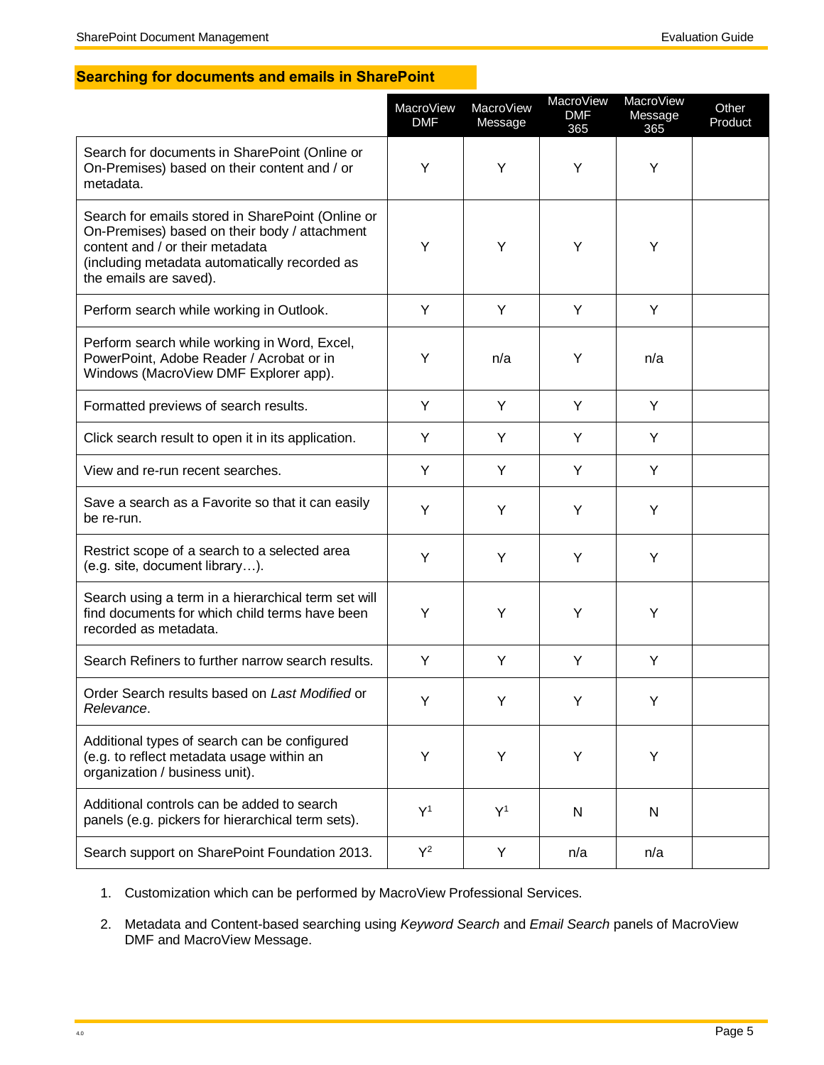## Searching for documents and emails in SharePoint

| | MacroView DMF | MacroView Message | MacroView DMF 365 | MacroView Message 365 | Other Product |
|---|---|---|---|---|---|
| Search for documents in SharePoint (Online or On-Premises) based on their content and / or metadata. | Y | Y | Y | Y | |
| Search for emails stored in SharePoint (Online or On-Premises) based on their body / attachment content and / or their metadata (including metadata automatically recorded as the emails are saved). | Y | Y | Y | Y | |
| Perform search while working in Outlook. | Y | Y | Y | Y | |
| Perform search while working in Word, Excel, PowerPoint, Adobe Reader / Acrobat or in Windows (MacroView DMF Explorer app). | Y | n/a | Y | n/a | |
| Formatted previews of search results. | Y | Y | Y | Y | |
| Click search result to open it in its application. | Y | Y | Y | Y | |
| View and re-run recent searches. | Y | Y | Y | Y | |
| Save a search as a Favorite so that it can easily be re-run. | Y | Y | Y | Y | |
| Restrict scope of a search to a selected area (e.g. site, document library…). | Y | Y | Y | Y | |
| Search using a term in a hierarchical term set will find documents for which child terms have been recorded as metadata. | Y | Y | Y | Y | |
| Search Refiners to further narrow search results. | Y | Y | Y | Y | |
| Order Search results based on *Last Modified* or *Relevance*. | Y | Y | Y | Y | |
| Additional types of search can be configured (e.g. to reflect metadata usage within an organization / business unit). | Y | Y | Y | Y | |
| Additional controls can be added to search panels (e.g. pickers for hierarchical term sets). | Y[1] | Y[1] | N | N | |
| Search support on SharePoint Foundation 2013. | Y[2] | Y | n/a | n/a | |

1. Customization which can be performed by MacroView Professional Services.
2. Metadata and Content-based searching using *Keyword Search* and *Email Search* panels of MacroView DMF and MacroView Message.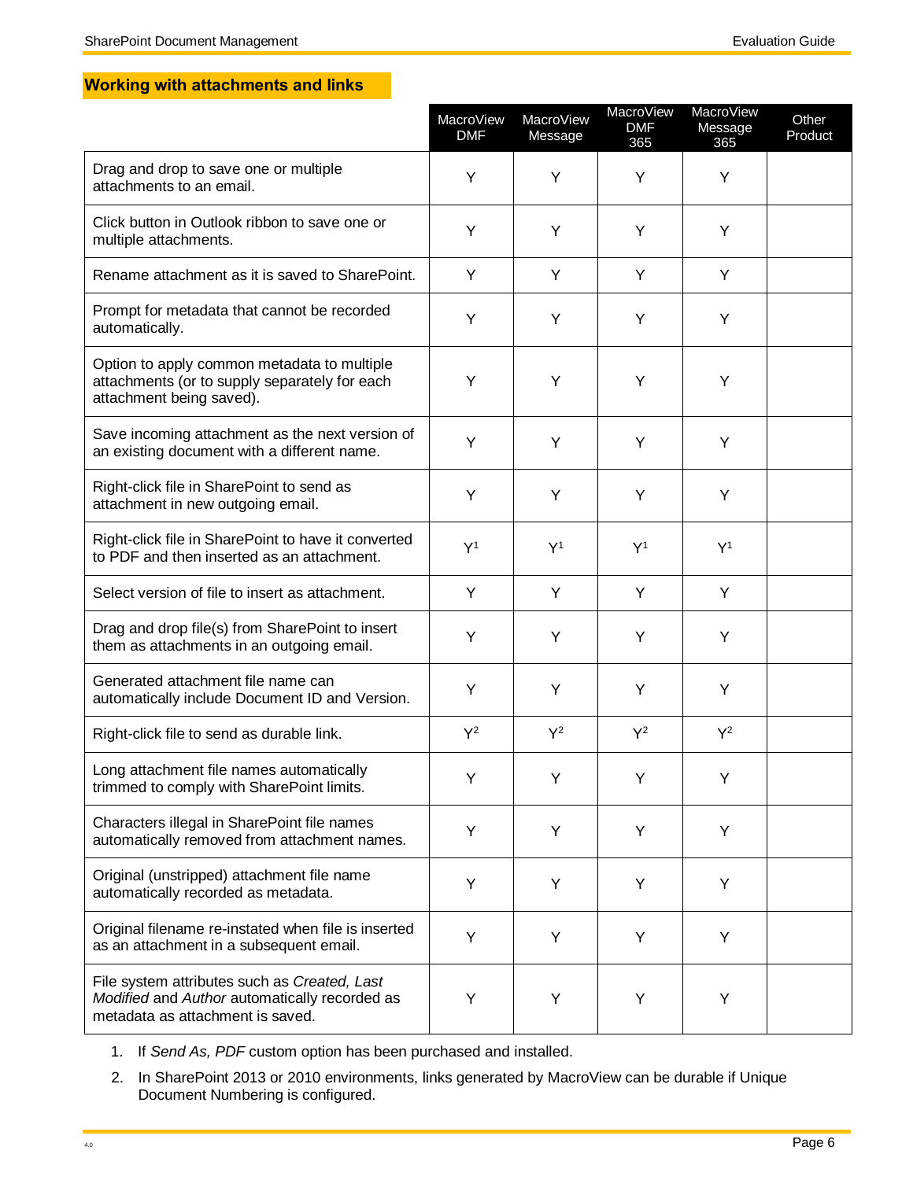## Working with attachments and links

| | MacroView DMF | MacroView Message | MacroView DMF 365 | MacroView Message 365 | Other Product |
|---|---|---|---|---|---|
| Drag and drop to save one or multiple attachments to an email. | Y | Y | Y | Y | |
| Click button in Outlook ribbon to save one or multiple attachments. | Y | Y | Y | Y | |
| Rename attachment as it is saved to SharePoint. | Y | Y | Y | Y | |
| Prompt for metadata that cannot be recorded automatically. | Y | Y | Y | Y | |
| Option to apply common metadata to multiple attachments (or to supply separately for each attachment being saved). | Y | Y | Y | Y | |
| Save incoming attachment as the next version of an existing document with a different name. | Y | Y | Y | Y | |
| Right-click file in SharePoint to send as attachment in new outgoing email. | Y | Y | Y | Y | |
| Right-click file in SharePoint to have it converted to PDF and then inserted as an attachment. | Y[1] | Y[1] | Y[1] | Y[1] | |
| Select version of file to insert as attachment. | Y | Y | Y | Y | |
| Drag and drop file(s) from SharePoint to insert them as attachments in an outgoing email. | Y | Y | Y | Y | |
| Generated attachment file name can automatically include Document ID and Version. | Y | Y | Y | Y | |
| Right-click file to send as durable link. | Y[2] | Y[2] | Y[2] | Y[2] | |
| Long attachment file names automatically trimmed to comply with SharePoint limits. | Y | Y | Y | Y | |
| Characters illegal in SharePoint file names automatically removed from attachment names. | Y | Y | Y | Y | |
| Original (unstripped) attachment file name automatically recorded as metadata. | Y | Y | Y | Y | |
| Original filename re-instated when file is inserted as an attachment in a subsequent email. | Y | Y | Y | Y | |
| File system attributes such as *Created, Last Modified* and *Author* automatically recorded as metadata as attachment is saved. | Y | Y | Y | Y | |

1. If *Send As, PDF* custom option has been purchased and installed.
2. In SharePoint 2013 or 2010 environments, links generated by MacroView can be durable if Unique Document Numbering is configured.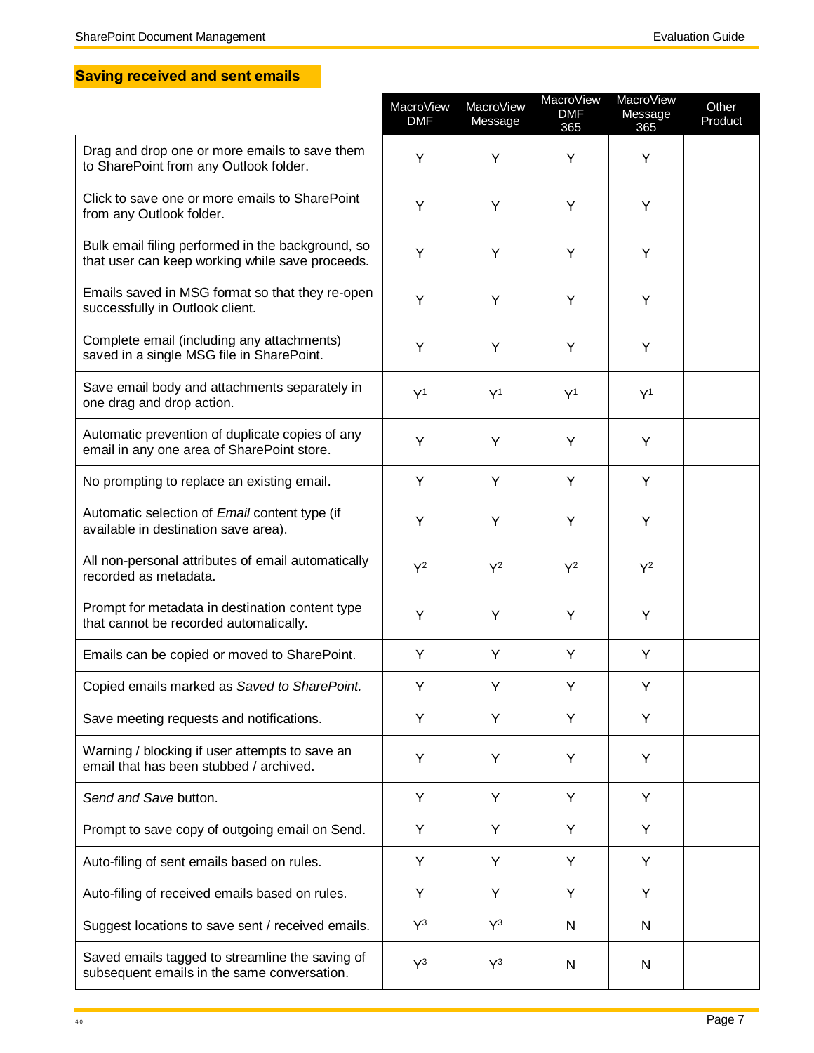## Saving received and sent emails

| | MacroView DMF | MacroView Message | MacroView DMF 365 | MacroView Message 365 | Other Product |
|---|---|---|---|---|---|
| Drag and drop one or more emails to save them to SharePoint from any Outlook folder. | Y | Y | Y | Y | |
| Click to save one or more emails to SharePoint from any Outlook folder. | Y | Y | Y | Y | |
| Bulk email filing performed in the background, so that user can keep working while save proceeds. | Y | Y | Y | Y | |
| Emails saved in MSG format so that they re-open successfully in Outlook client. | Y | Y | Y | Y | |
| Complete email (including any attachments) saved in a single MSG file in SharePoint. | Y | Y | Y | Y | |
| Save email body and attachments separately in one drag and drop action. | Y[1] | Y[1] | Y[1] | Y[1] | |
| Automatic prevention of duplicate copies of any email in any one area of SharePoint store. | Y | Y | Y | Y | |
| No prompting to replace an existing email. | Y | Y | Y | Y | |
| Automatic selection of *Email* content type (if available in destination save area). | Y | Y | Y | Y | |
| All non-personal attributes of email automatically recorded as metadata. | Y[2] | Y[2] | Y[2] | Y[2] | |
| Prompt for metadata in destination content type that cannot be recorded automatically. | Y | Y | Y | Y | |
| Emails can be copied or moved to SharePoint. | Y | Y | Y | Y | |
| Copied emails marked as *Saved to SharePoint.* | Y | Y | Y | Y | |
| Save meeting requests and notifications. | Y | Y | Y | Y | |
| Warning / blocking if user attempts to save an email that has been stubbed / archived. | Y | Y | Y | Y | |
| *Send and Save* button. | Y | Y | Y | Y | |
| Prompt to save copy of outgoing email on Send. | Y | Y | Y | Y | |
| Auto-filing of sent emails based on rules. | Y | Y | Y | Y | |
| Auto-filing of received emails based on rules. | Y | Y | Y | Y | |
| Suggest locations to save sent / received emails. | Y[3] | Y[3] | N | N | |
| Saved emails tagged to streamline the saving of subsequent emails in the same conversation. | Y[3] | Y[3] | N | N | |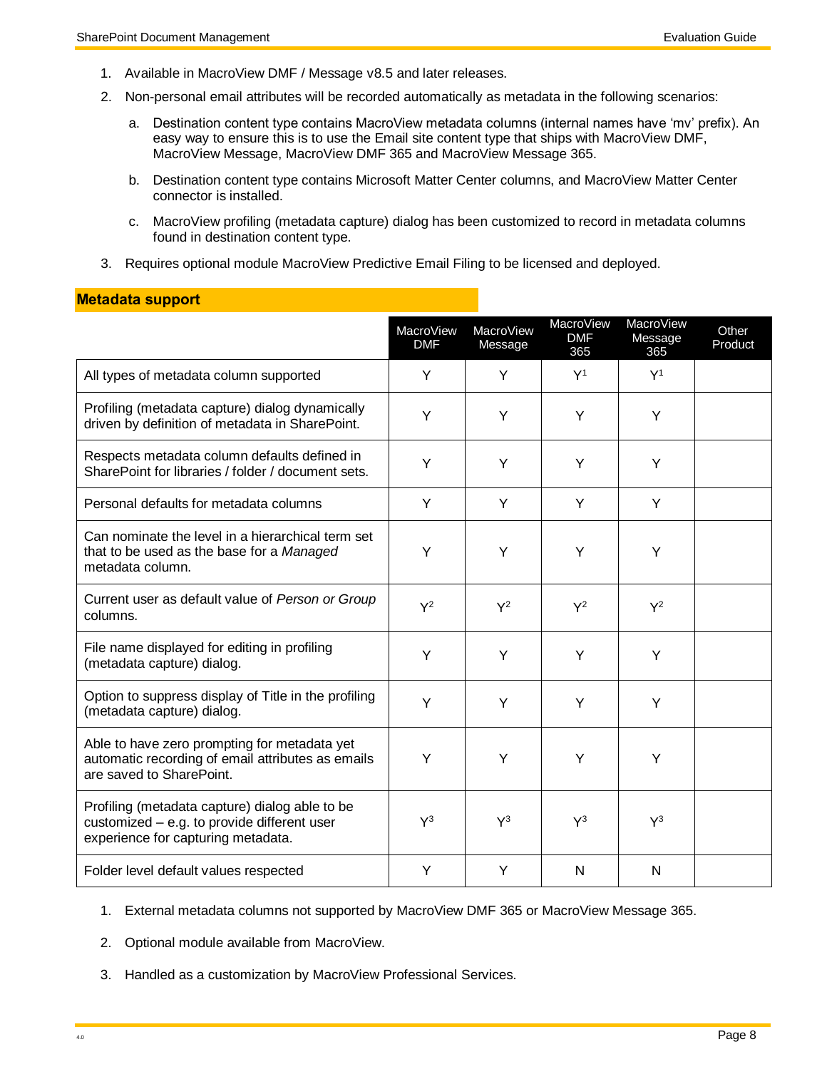1. Available in MacroView DMF / Message v8.5 and later releases.
2. Non-personal email attributes will be recorded automatically as metadata in the following scenarios:
   a. Destination content type contains MacroView metadata columns (internal names have 'mv' prefix). An easy way to ensure this is to use the Email site content type that ships with MacroView DMF, MacroView Message, MacroView DMF 365 and MacroView Message 365.
   b. Destination content type contains Microsoft Matter Center columns, and MacroView Matter Center connector is installed.
   c. MacroView profiling (metadata capture) dialog has been customized to record in metadata columns found in destination content type.
3. Requires optional module MacroView Predictive Email Filing to be licensed and deployed.

## Metadata support

| | MacroView DMF | MacroView Message | MacroView DMF 365 | MacroView Message 365 | Other Product |
|---|---|---|---|---|---|
| All types of metadata column supported | Y | Y | Y[1] | Y[1] | |
| Profiling (metadata capture) dialog dynamically driven by definition of metadata in SharePoint. | Y | Y | Y | Y | |
| Respects metadata column defaults defined in SharePoint for libraries / folder / document sets. | Y | Y | Y | Y | |
| Personal defaults for metadata columns | Y | Y | Y | Y | |
| Can nominate the level in a hierarchical term set that to be used as the base for a *Managed* metadata column. | Y | Y | Y | Y | |
| Current user as default value of *Person or Group* columns. | Y[2] | Y[2] | Y[2] | Y[2] | |
| File name displayed for editing in profiling (metadata capture) dialog. | Y | Y | Y | Y | |
| Option to suppress display of Title in the profiling (metadata capture) dialog. | Y | Y | Y | Y | |
| Able to have zero prompting for metadata yet automatic recording of email attributes as emails are saved to SharePoint. | Y | Y | Y | Y | |
| Profiling (metadata capture) dialog able to be customized – e.g. to provide different user experience for capturing metadata. | Y[3] | Y[3] | Y[3] | Y[3] | |
| Folder level default values respected | Y | Y | N | N | |

1. External metadata columns not supported by MacroView DMF 365 or MacroView Message 365.
2. Optional module available from MacroView.
3. Handled as a customization by MacroView Professional Services.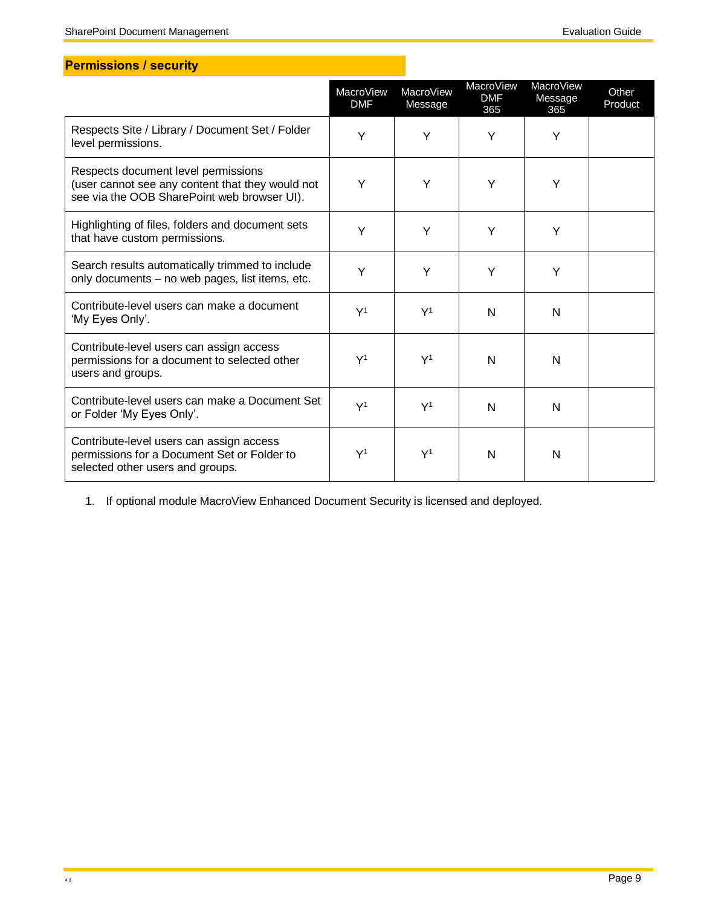## Permissions / security

| | MacroView DMF | MacroView Message | MacroView DMF 365 | MacroView Message 365 | Other Product |
|---|---|---|---|---|---|
| Respects Site / Library / Document Set / Folder level permissions. | Y | Y | Y | Y | |
| Respects document level permissions (user cannot see any content that they would not see via the OOB SharePoint web browser UI). | Y | Y | Y | Y | |
| Highlighting of files, folders and document sets that have custom permissions. | Y | Y | Y | Y | |
| Search results automatically trimmed to include only documents – no web pages, list items, etc. | Y | Y | Y | Y | |
| Contribute-level users can make a document 'My Eyes Only'. | Y[1] | Y[1] | N | N | |
| Contribute-level users can assign access permissions for a document to selected other users and groups. | Y[1] | Y[1] | N | N | |
| Contribute-level users can make a Document Set or Folder 'My Eyes Only'. | Y[1] | Y[1] | N | N | |
| Contribute-level users can assign access permissions for a Document Set or Folder to selected other users and groups. | Y[1] | Y[1] | N | N | |

1. If optional module MacroView Enhanced Document Security is licensed and deployed.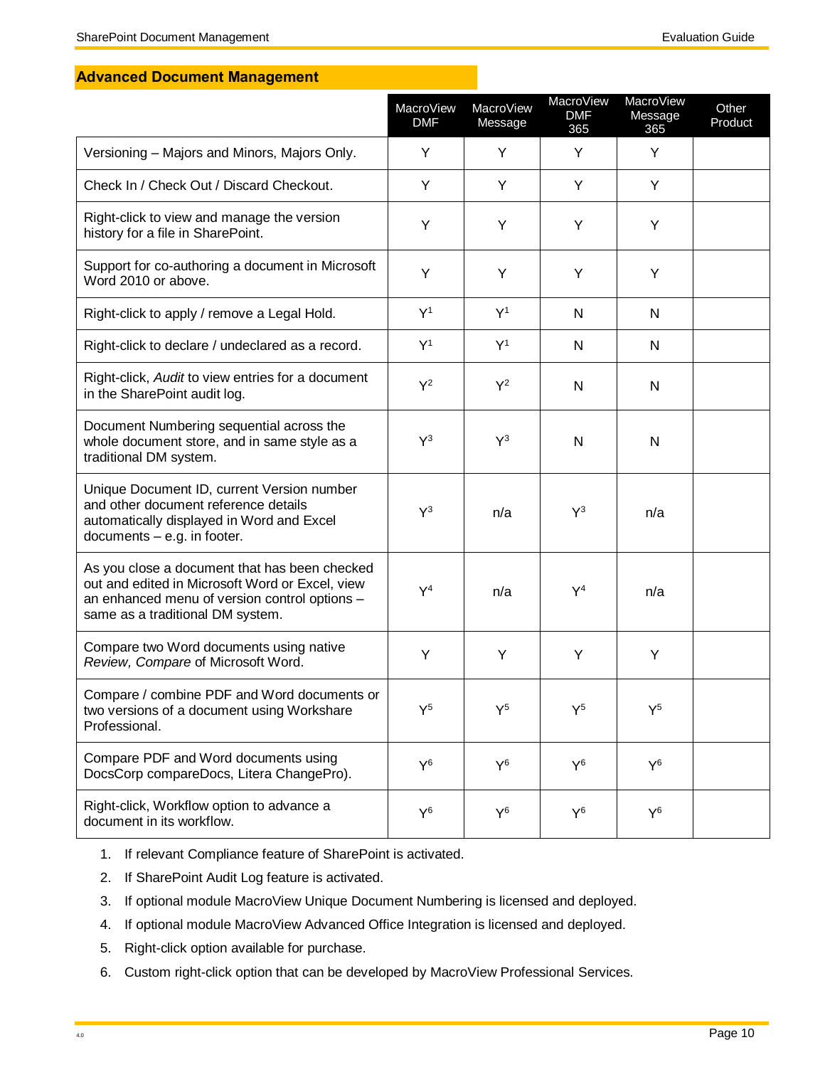## Advanced Document Management

| | MacroView DMF | MacroView Message | MacroView DMF 365 | MacroView Message 365 | Other Product |
|---|---|---|---|---|---|
| Versioning – Majors and Minors, Majors Only. | Y | Y | Y | Y | |
| Check In / Check Out / Discard Checkout. | Y | Y | Y | Y | |
| Right-click to view and manage the version history for a file in SharePoint. | Y | Y | Y | Y | |
| Support for co-authoring a document in Microsoft Word 2010 or above. | Y | Y | Y | Y | |
| Right-click to apply / remove a Legal Hold. | Y[1] | Y[1] | N | N | |
| Right-click to declare / undeclared as a record. | Y[1] | Y[1] | N | N | |
| Right-click, *Audit* to view entries for a document in the SharePoint audit log. | Y[2] | Y[2] | N | N | |
| Document Numbering sequential across the whole document store, and in same style as a traditional DM system. | Y[3] | Y[3] | N | N | |
| Unique Document ID, current Version number and other document reference details automatically displayed in Word and Excel documents – e.g. in footer. | Y[3] | n/a | Y[3] | n/a | |
| As you close a document that has been checked out and edited in Microsoft Word or Excel, view an enhanced menu of version control options – same as a traditional DM system. | Y[4] | n/a | Y[4] | n/a | |
| Compare two Word documents using native *Review, Compare* of Microsoft Word. | Y | Y | Y | Y | |
| Compare / combine PDF and Word documents or two versions of a document using Workshare Professional. | Y[5] | Y[5] | Y[5] | Y[5] | |
| Compare PDF and Word documents using DocsCorp compareDocs, Litera ChangePro). | Y[6] | Y[6] | Y[6] | Y[6] | |
| Right-click, Workflow option to advance a document in its workflow. | Y[6] | Y[6] | Y[6] | Y[6] | |

1. If relevant Compliance feature of SharePoint is activated.
2. If SharePoint Audit Log feature is activated.
3. If optional module MacroView Unique Document Numbering is licensed and deployed.
4. If optional module MacroView Advanced Office Integration is licensed and deployed.
5. Right-click option available for purchase.
6. Custom right-click option that can be developed by MacroView Professional Services.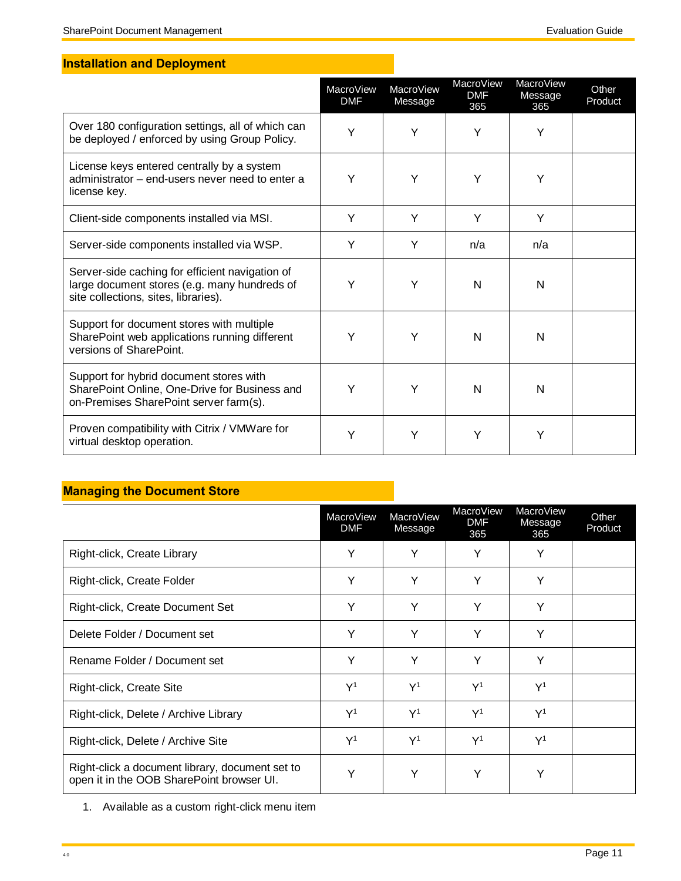## Installation and Deployment

| | MacroView DMF | MacroView Message | MacroView DMF 365 | MacroView Message 365 | Other Product |
|---|---|---|---|---|---|
| Over 180 configuration settings, all of which can be deployed / enforced by using Group Policy. | Y | Y | Y | Y | |
| License keys entered centrally by a system administrator – end-users never need to enter a license key. | Y | Y | Y | Y | |
| Client-side components installed via MSI. | Y | Y | Y | Y | |
| Server-side components installed via WSP. | Y | Y | n/a | n/a | |
| Server-side caching for efficient navigation of large document stores (e.g. many hundreds of site collections, sites, libraries). | Y | Y | N | N | |
| Support for document stores with multiple SharePoint web applications running different versions of SharePoint. | Y | Y | N | N | |
| Support for hybrid document stores with SharePoint Online, One-Drive for Business and on-Premises SharePoint server farm(s). | Y | Y | N | N | |
| Proven compatibility with Citrix / VMWare for virtual desktop operation. | Y | Y | Y | Y | |

## Managing the Document Store

| | MacroView DMF | MacroView Message | MacroView DMF 365 | MacroView Message 365 | Other Product |
|---|---|---|---|---|---|
| Right-click, Create Library | Y | Y | Y | Y | |
| Right-click, Create Folder | Y | Y | Y | Y | |
| Right-click, Create Document Set | Y | Y | Y | Y | |
| Delete Folder / Document set | Y | Y | Y | Y | |
| Rename Folder / Document set | Y | Y | Y | Y | |
| Right-click, Create Site | Y[1] | Y[1] | Y[1] | Y[1] | |
| Right-click, Delete / Archive Library | Y[1] | Y[1] | Y[1] | Y[1] | |
| Right-click, Delete / Archive Site | Y[1] | Y[1] | Y[1] | Y[1] | |
| Right-click a document library, document set to open it in the OOB SharePoint browser UI. | Y | Y | Y | Y | |

1. Available as a custom right-click menu item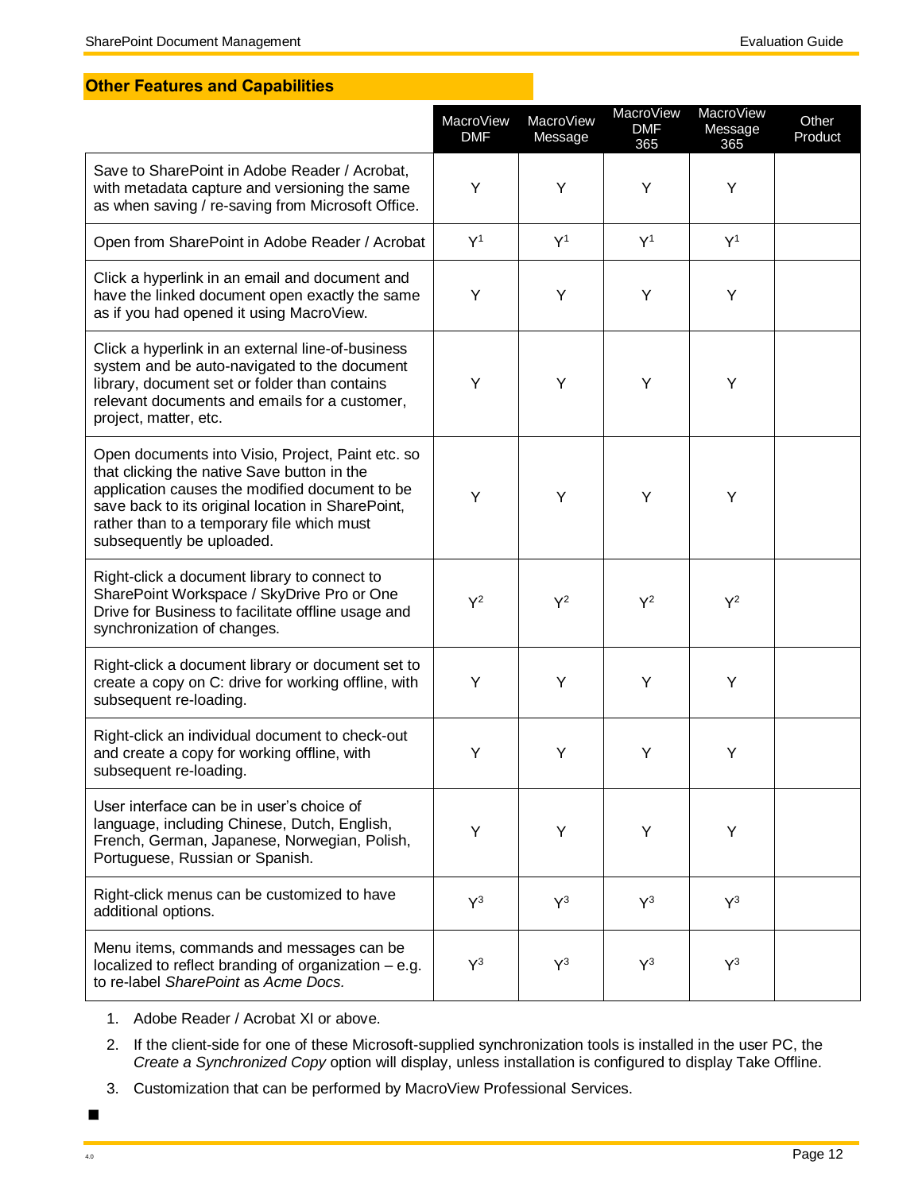## Other Features and Capabilities

| | MacroView DMF | MacroView Message | MacroView DMF 365 | MacroView Message 365 | Other Product |
|---|---|---|---|---|---|
| Save to SharePoint in Adobe Reader / Acrobat, with metadata capture and versioning the same as when saving / re-saving from Microsoft Office. | Y | Y | Y | Y | |
| Open from SharePoint in Adobe Reader / Acrobat | Y[1] | Y[1] | Y[1] | Y[1] | |
| Click a hyperlink in an email and document and have the linked document open exactly the same as if you had opened it using MacroView. | Y | Y | Y | Y | |
| Click a hyperlink in an external line-of-business system and be auto-navigated to the document library, document set or folder than contains relevant documents and emails for a customer, project, matter, etc. | Y | Y | Y | Y | |
| Open documents into Visio, Project, Paint etc. so that clicking the native Save button in the application causes the modified document to be save back to its original location in SharePoint, rather than to a temporary file which must subsequently be uploaded. | Y | Y | Y | Y | |
| Right-click a document library to connect to SharePoint Workspace / SkyDrive Pro or One Drive for Business to facilitate offline usage and synchronization of changes. | Y[2] | Y[2] | Y[2] | Y[2] | |
| Right-click a document library or document set to create a copy on C: drive for working offline, with subsequent re-loading. | Y | Y | Y | Y | |
| Right-click an individual document to check-out and create a copy for working offline, with subsequent re-loading. | Y | Y | Y | Y | |
| User interface can be in user's choice of language, including Chinese, Dutch, English, French, German, Japanese, Norwegian, Polish, Portuguese, Russian or Spanish. | Y | Y | Y | Y | |
| Right-click menus can be customized to have additional options. | Y[3] | Y[3] | Y[3] | Y[3] | |
| Menu items, commands and messages can be localized to reflect branding of organization – e.g. to re-label *SharePoint* as *Acme Docs.* | Y[3] | Y[3] | Y[3] | Y[3] | |

1. Adobe Reader / Acrobat XI or above.
2. If the client-side for one of these Microsoft-supplied synchronization tools is installed in the user PC, the *Create a Synchronized Copy* option will display, unless installation is configured to display Take Offline.
3. Customization that can be performed by MacroView Professional Services.

■